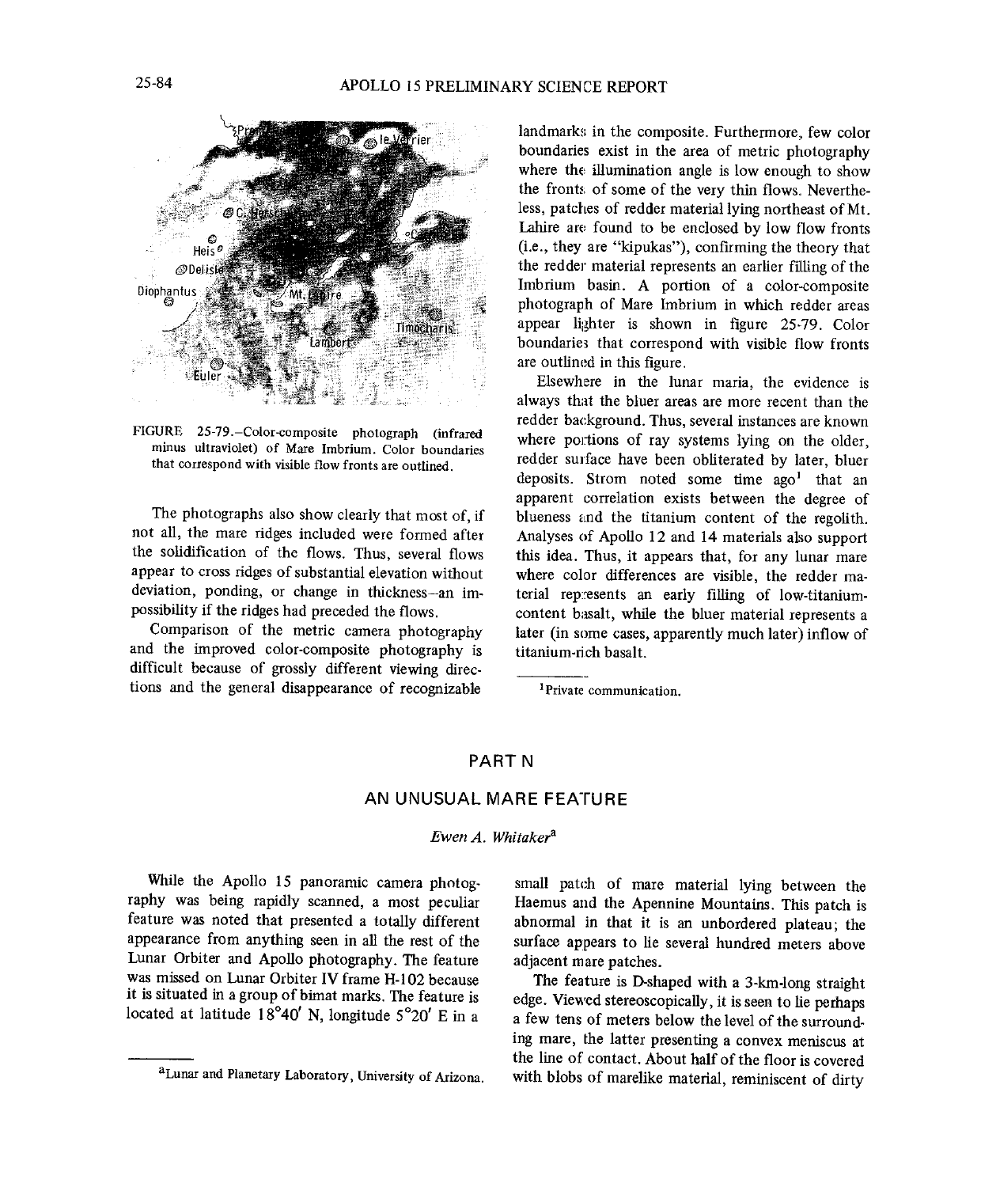FIGURE 25-79.—Color-composite photograph (infrared minus ultraviolet) of Mare Imbrium. Color boundaries that correspond with visible flow fronts are outlined.

The photographs also show clearly that most of, if not all, the mare ridges included were formed after the solidification of the flows. Thus, several flows appear to cross ridges of substantial elevation without deviation, ponding, or change in thickness—an impossibility if the ridges had preceded the flows.

Comparison of the metric camera photography and the improved color-composite photography is difficult because of grossly different viewing directions and the general disappearance of recognizable landmarks in the composite. Furthermore, few color boundaries exist in the area of metric photography where the illumination angle is low enough to show the fronts of some of the very thin flows. Nevertheless, patches of redder material lying northeast of Mt. Lahire are found to be enclosed by low flow fronts (i.e., they are "kipukas"), confirming the theory that the redder material represents an earlier filling of the Imbrium basin. A portion of a color-composite photograph of Mare Imbrium in which redder areas appear lighter is shown in figure 25-79. Color boundaries that correspond with visible flow fronts are outlined in this figure.

Elsewhere in the lunar maria, the evidence is always that the bluer areas are more recent than the redder background. Thus, several instances are known where portions of ray systems lying on the older, redder surface have been obliterated by later, bluer deposits. Strom noted some time ago[1] that an apparent correlation exists between the degree of blueness and the titanium content of the regolith. Analyses of Apollo 12 and 14 materials also support this idea. Thus, it appears that, for any lunar mare where color differences are visible, the redder material represents an early filling of low-titanium-content basalt, while the bluer material represents a later (in some cases, apparently much later) inflow of titanium-rich basalt.

[1] Private communication.

## PART N

## AN UNUSUAL MARE FEATURE

*Ewen A. Whitaker*[a]

While the Apollo 15 panoramic camera photography was being rapidly scanned, a most peculiar feature was noted that presented a totally different appearance from anything seen in all the rest of the Lunar Orbiter and Apollo photography. The feature was missed on Lunar Orbiter IV frame H-102 because it is situated in a group of bimat marks. The feature is located at latitude 18°40′ N, longitude 5°20′ E in a small patch of mare material lying between the Haemus and the Apennine Mountains. This patch is abnormal in that it is an unbordered plateau; the surface appears to lie several hundred meters above adjacent mare patches.

The feature is D-shaped with a 3-km-long straight edge. Viewed stereoscopically, it is seen to lie perhaps a few tens of meters below the level of the surrounding mare, the latter presenting a convex meniscus at the line of contact. About half of the floor is covered with blobs of marelike material, reminiscent of dirty

[a] Lunar and Planetary Laboratory, University of Arizona.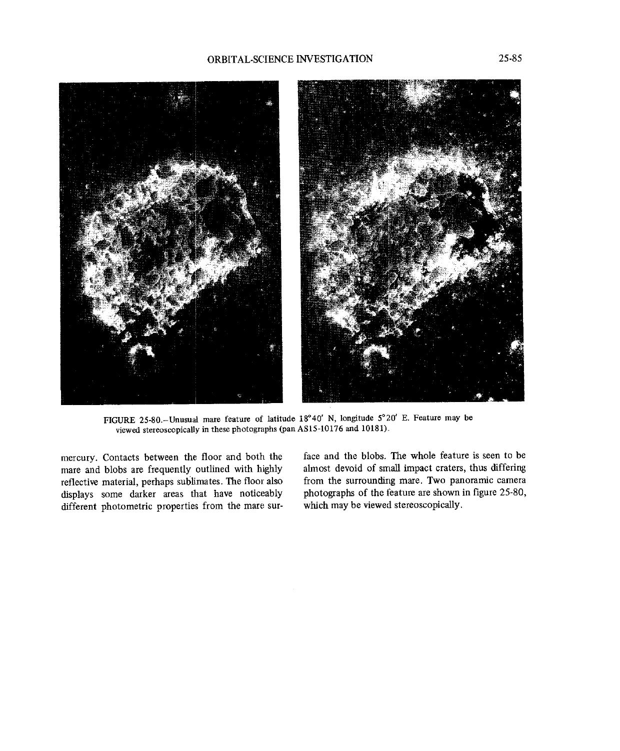FIGURE 25-80.—Unusual mare feature of latitude 18°40′ N, longitude 5°20′ E. Feature may be viewed stereoscopically in these photographs (pan AS15-10176 and 10181).

mercury. Contacts between the floor and both the mare and blobs are frequently outlined with highly reflective material, perhaps sublimates. The floor also displays some darker areas that have noticeably different photometric properties from the mare surface and the blobs. The whole feature is seen to be almost devoid of small impact craters, thus differing from the surrounding mare. Two panoramic camera photographs of the feature are shown in figure 25-80, which may be viewed stereoscopically.